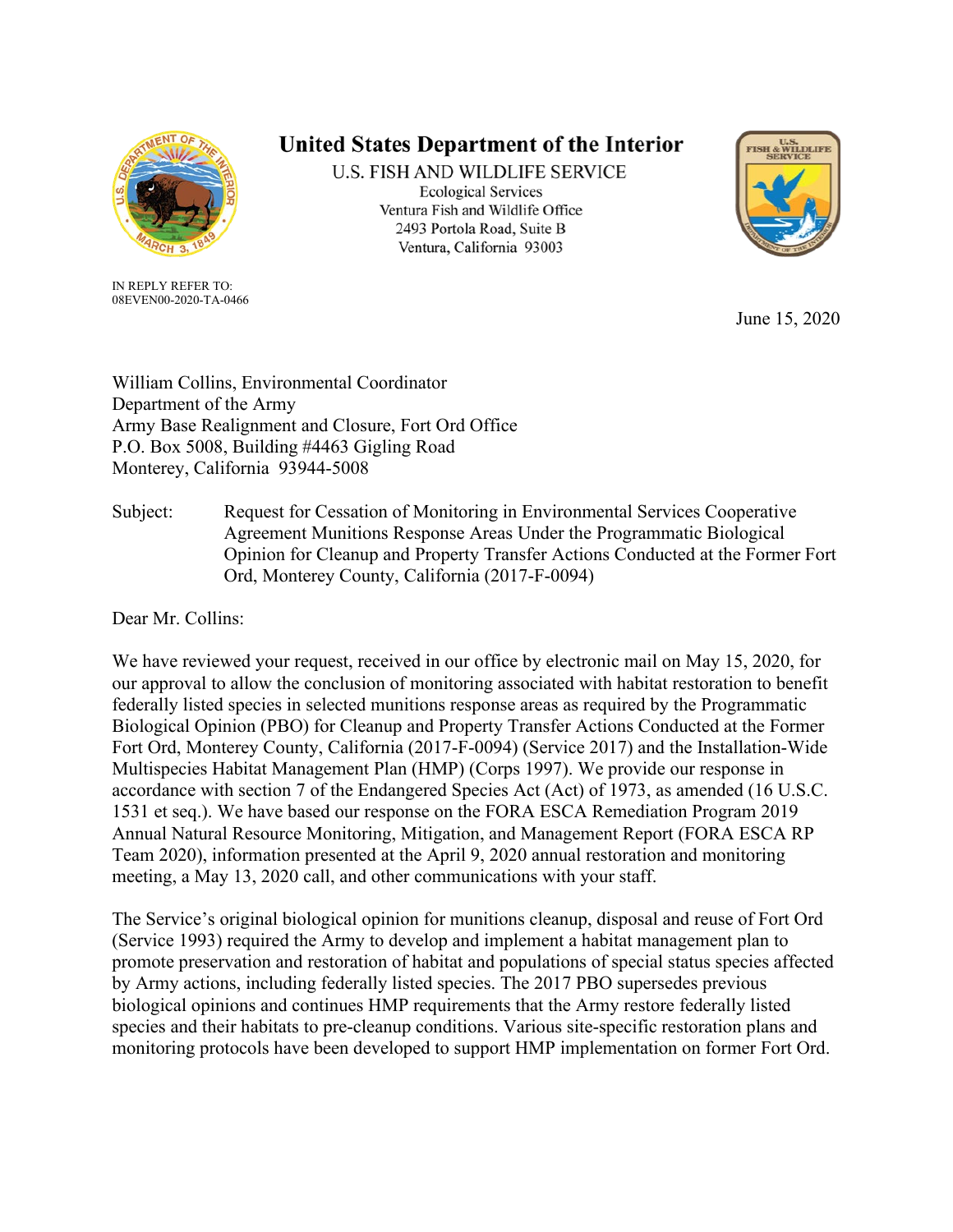# United States Department of the Interior

U.S. FISH AND WILDLIFE SERVICE
Ecological Services
Ventura Fish and Wildlife Office
2493 Portola Road, Suite B
Ventura, California 93003

IN REPLY REFER TO:
08EVEN00-2020-TA-0466

June 15, 2020

William Collins, Environmental Coordinator
Department of the Army
Army Base Realignment and Closure, Fort Ord Office
P.O. Box 5008, Building #4463 Gigling Road
Monterey, California 93944-5008

Subject: Request for Cessation of Monitoring in Environmental Services Cooperative Agreement Munitions Response Areas Under the Programmatic Biological Opinion for Cleanup and Property Transfer Actions Conducted at the Former Fort Ord, Monterey County, California (2017-F-0094)

Dear Mr. Collins:

We have reviewed your request, received in our office by electronic mail on May 15, 2020, for our approval to allow the conclusion of monitoring associated with habitat restoration to benefit federally listed species in selected munitions response areas as required by the Programmatic Biological Opinion (PBO) for Cleanup and Property Transfer Actions Conducted at the Former Fort Ord, Monterey County, California (2017-F-0094) (Service 2017) and the Installation-Wide Multispecies Habitat Management Plan (HMP) (Corps 1997). We provide our response in accordance with section 7 of the Endangered Species Act (Act) of 1973, as amended (16 U.S.C. 1531 et seq.). We have based our response on the FORA ESCA Remediation Program 2019 Annual Natural Resource Monitoring, Mitigation, and Management Report (FORA ESCA RP Team 2020), information presented at the April 9, 2020 annual restoration and monitoring meeting, a May 13, 2020 call, and other communications with your staff.

The Service's original biological opinion for munitions cleanup, disposal and reuse of Fort Ord (Service 1993) required the Army to develop and implement a habitat management plan to promote preservation and restoration of habitat and populations of special status species affected by Army actions, including federally listed species. The 2017 PBO supersedes previous biological opinions and continues HMP requirements that the Army restore federally listed species and their habitats to pre-cleanup conditions. Various site-specific restoration plans and monitoring protocols have been developed to support HMP implementation on former Fort Ord.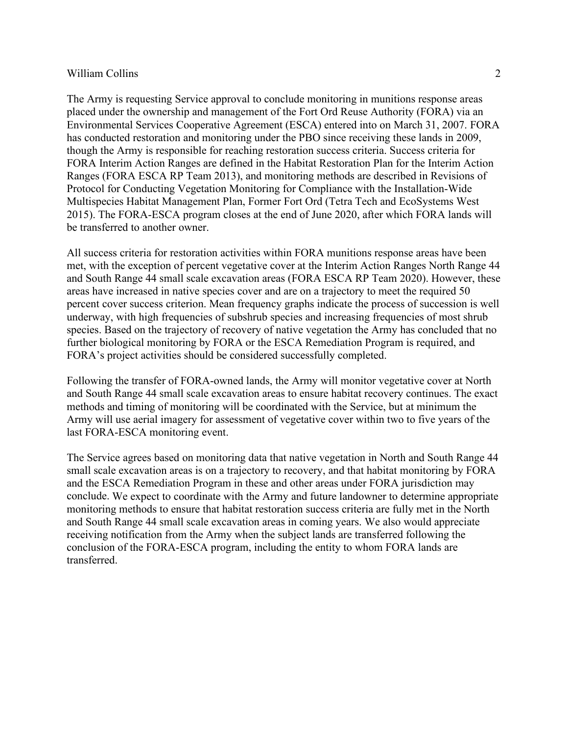The Army is requesting Service approval to conclude monitoring in munitions response areas placed under the ownership and management of the Fort Ord Reuse Authority (FORA) via an Environmental Services Cooperative Agreement (ESCA) entered into on March 31, 2007. FORA has conducted restoration and monitoring under the PBO since receiving these lands in 2009, though the Army is responsible for reaching restoration success criteria. Success criteria for FORA Interim Action Ranges are defined in the Habitat Restoration Plan for the Interim Action Ranges (FORA ESCA RP Team 2013), and monitoring methods are described in Revisions of Protocol for Conducting Vegetation Monitoring for Compliance with the Installation-Wide Multispecies Habitat Management Plan, Former Fort Ord (Tetra Tech and EcoSystems West 2015). The FORA-ESCA program closes at the end of June 2020, after which FORA lands will be transferred to another owner.

All success criteria for restoration activities within FORA munitions response areas have been met, with the exception of percent vegetative cover at the Interim Action Ranges North Range 44 and South Range 44 small scale excavation areas (FORA ESCA RP Team 2020). However, these areas have increased in native species cover and are on a trajectory to meet the required 50 percent cover success criterion. Mean frequency graphs indicate the process of succession is well underway, with high frequencies of subshrub species and increasing frequencies of most shrub species. Based on the trajectory of recovery of native vegetation the Army has concluded that no further biological monitoring by FORA or the ESCA Remediation Program is required, and FORA's project activities should be considered successfully completed.

Following the transfer of FORA-owned lands, the Army will monitor vegetative cover at North and South Range 44 small scale excavation areas to ensure habitat recovery continues. The exact methods and timing of monitoring will be coordinated with the Service, but at minimum the Army will use aerial imagery for assessment of vegetative cover within two to five years of the last FORA-ESCA monitoring event.

The Service agrees based on monitoring data that native vegetation in North and South Range 44 small scale excavation areas is on a trajectory to recovery, and that habitat monitoring by FORA and the ESCA Remediation Program in these and other areas under FORA jurisdiction may conclude. We expect to coordinate with the Army and future landowner to determine appropriate monitoring methods to ensure that habitat restoration success criteria are fully met in the North and South Range 44 small scale excavation areas in coming years. We also would appreciate receiving notification from the Army when the subject lands are transferred following the conclusion of the FORA-ESCA program, including the entity to whom FORA lands are transferred.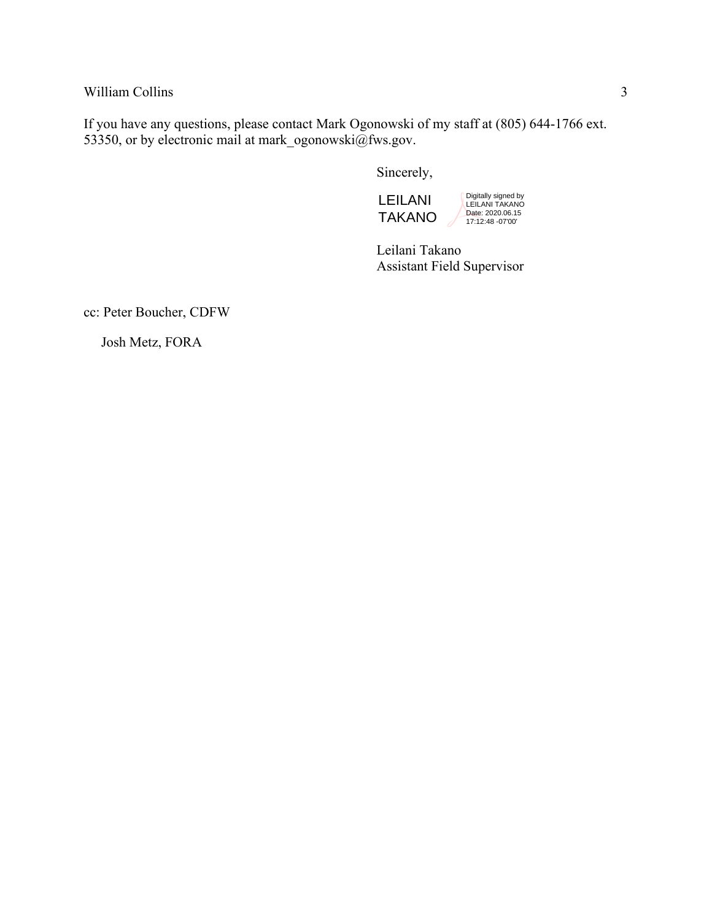If you have any questions, please contact Mark Ogonowski of my staff at (805) 644-1766 ext. 53350, or by electronic mail at mark_ogonowski@fws.gov.

Sincerely,

LEILANI TAKANO

Digitally signed by LEILANI TAKANO
Date: 2020.06.15 17:12:48 -07'00'

Leilani Takano
Assistant Field Supervisor

cc: Peter Boucher, CDFW

Josh Metz, FORA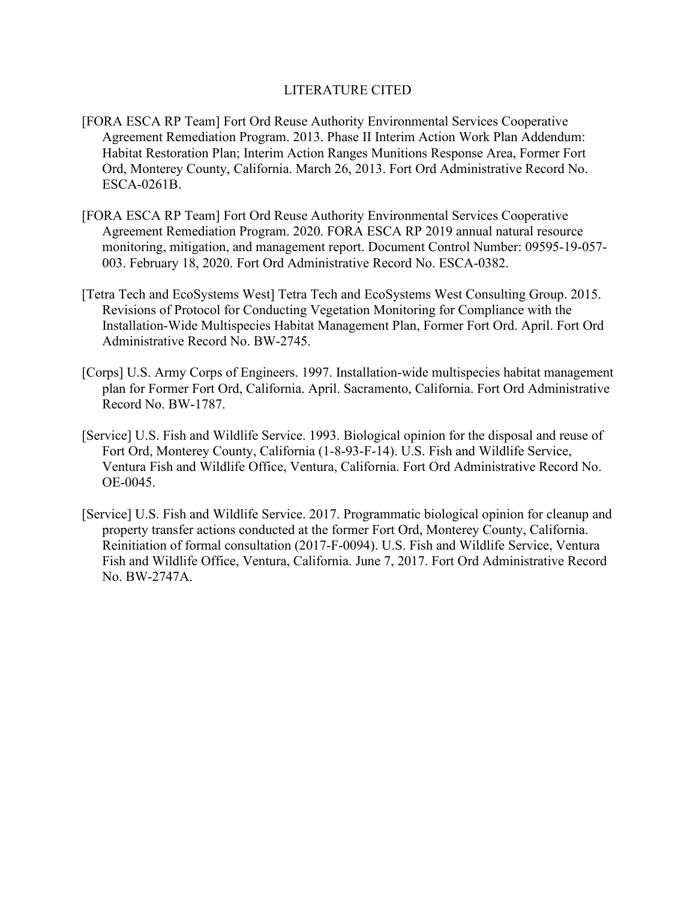# LITERATURE CITED

[FORA ESCA RP Team] Fort Ord Reuse Authority Environmental Services Cooperative Agreement Remediation Program. 2013. Phase II Interim Action Work Plan Addendum: Habitat Restoration Plan; Interim Action Ranges Munitions Response Area, Former Fort Ord, Monterey County, California. March 26, 2013. Fort Ord Administrative Record No. ESCA-0261B.

[FORA ESCA RP Team] Fort Ord Reuse Authority Environmental Services Cooperative Agreement Remediation Program. 2020. FORA ESCA RP 2019 annual natural resource monitoring, mitigation, and management report. Document Control Number: 09595-19-057-003. February 18, 2020. Fort Ord Administrative Record No. ESCA-0382.

[Tetra Tech and EcoSystems West] Tetra Tech and EcoSystems West Consulting Group. 2015. Revisions of Protocol for Conducting Vegetation Monitoring for Compliance with the Installation-Wide Multispecies Habitat Management Plan, Former Fort Ord. April. Fort Ord Administrative Record No. BW-2745.

[Corps] U.S. Army Corps of Engineers. 1997. Installation-wide multispecies habitat management plan for Former Fort Ord, California. April. Sacramento, California. Fort Ord Administrative Record No. BW-1787.

[Service] U.S. Fish and Wildlife Service. 1993. Biological opinion for the disposal and reuse of Fort Ord, Monterey County, California (1-8-93-F-14). U.S. Fish and Wildlife Service, Ventura Fish and Wildlife Office, Ventura, California. Fort Ord Administrative Record No. OE-0045.

[Service] U.S. Fish and Wildlife Service. 2017. Programmatic biological opinion for cleanup and property transfer actions conducted at the former Fort Ord, Monterey County, California. Reinitiation of formal consultation (2017-F-0094). U.S. Fish and Wildlife Service, Ventura Fish and Wildlife Office, Ventura, California. June 7, 2017. Fort Ord Administrative Record No. BW-2747A.